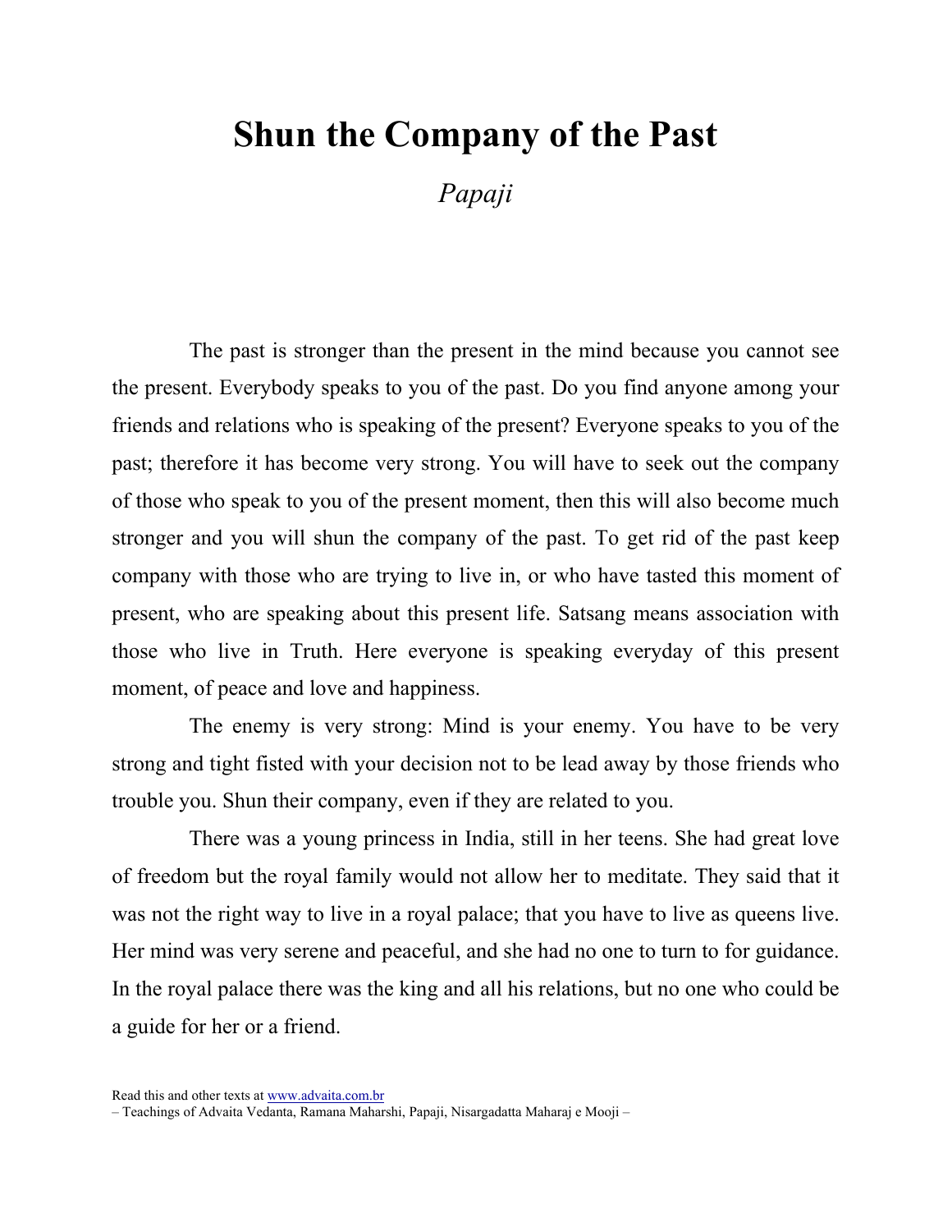# Shun the Company of the Past

*Papaji*

The past is stronger than the present in the mind because you cannot see the present. Everybody speaks to you of the past. Do you find anyone among your friends and relations who is speaking of the present? Everyone speaks to you of the past; therefore it has become very strong. You will have to seek out the company of those who speak to you of the present moment, then this will also become much stronger and you will shun the company of the past. To get rid of the past keep company with those who are trying to live in, or who have tasted this moment of present, who are speaking about this present life. Satsang means association with those who live in Truth. Here everyone is speaking everyday of this present moment, of peace and love and happiness.

The enemy is very strong: Mind is your enemy. You have to be very strong and tight fisted with your decision not to be lead away by those friends who trouble you. Shun their company, even if they are related to you.

There was a young princess in India, still in her teens. She had great love of freedom but the royal family would not allow her to meditate. They said that it was not the right way to live in a royal palace; that you have to live as queens live. Her mind was very serene and peaceful, and she had no one to turn to for guidance. In the royal palace there was the king and all his relations, but no one who could be a guide for her or a friend.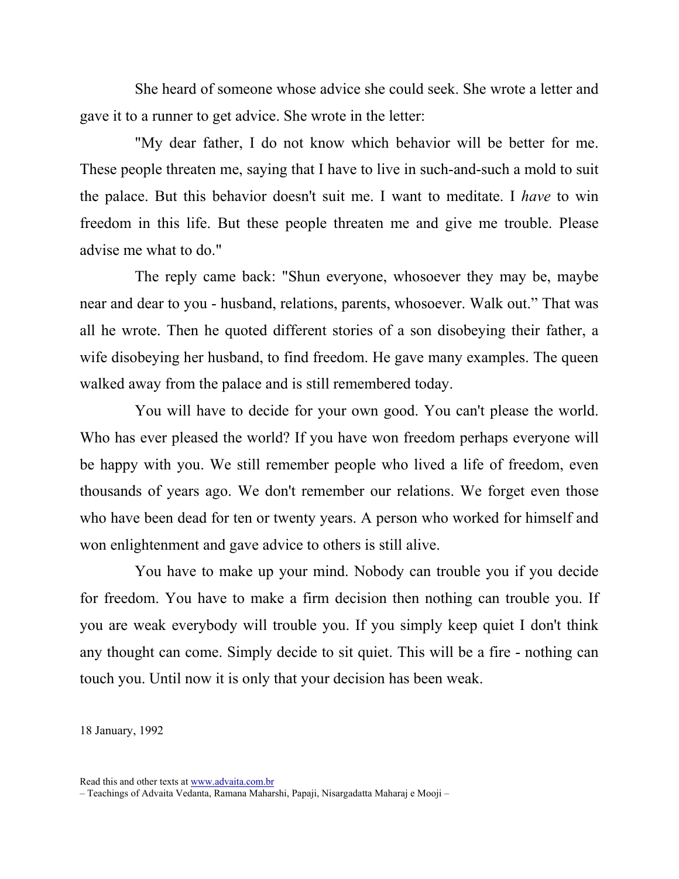She heard of someone whose advice she could seek. She wrote a letter and gave it to a runner to get advice. She wrote in the letter:

"My dear father, I do not know which behavior will be better for me. These people threaten me, saying that I have to live in such-and-such a mold to suit the palace. But this behavior doesn't suit me. I want to meditate. I *have* to win freedom in this life. But these people threaten me and give me trouble. Please advise me what to do."

The reply came back: "Shun everyone, whosoever they may be, maybe near and dear to you - husband, relations, parents, whosoever. Walk out." That was all he wrote. Then he quoted different stories of a son disobeying their father, a wife disobeying her husband, to find freedom. He gave many examples. The queen walked away from the palace and is still remembered today.

You will have to decide for your own good. You can't please the world. Who has ever pleased the world? If you have won freedom perhaps everyone will be happy with you. We still remember people who lived a life of freedom, even thousands of years ago. We don't remember our relations. We forget even those who have been dead for ten or twenty years. A person who worked for himself and won enlightenment and gave advice to others is still alive.

You have to make up your mind. Nobody can trouble you if you decide for freedom. You have to make a firm decision then nothing can trouble you. If you are weak everybody will trouble you. If you simply keep quiet I don't think any thought can come. Simply decide to sit quiet. This will be a fire - nothing can touch you. Until now it is only that your decision has been weak.

18 January, 1992

Read this and other texts at www.advaita.com.br
– Teachings of Advaita Vedanta, Ramana Maharshi, Papaji, Nisargadatta Maharaj e Mooji –